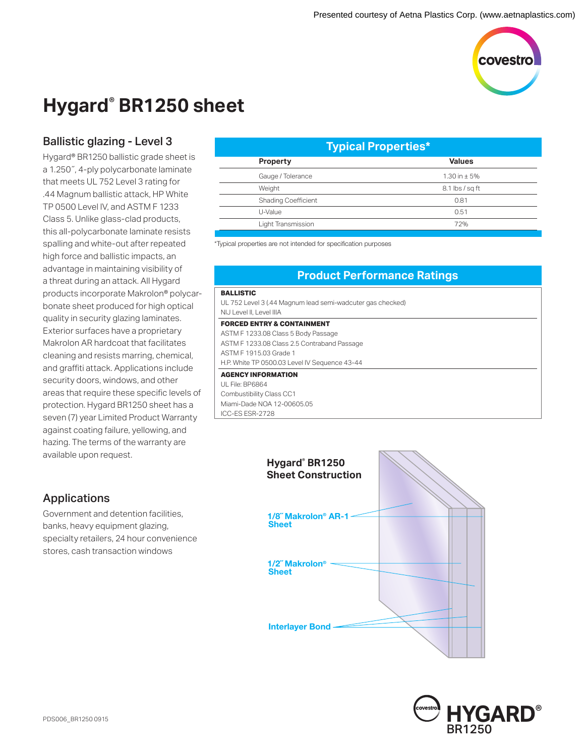Presented courtesy of Aetna Plastics Corp. (www.aetnaplastics.com)

# Hygard® BR1250 sheet

## Ballistic glazing - Level 3

Hygard® BR1250 ballistic grade sheet is a 1.250˝, 4-ply polycarbonate laminate that meets UL 752 Level 3 rating for .44 Magnum ballistic attack, HP White TP 0500 Level IV, and ASTM F 1233 Class 5. Unlike glass-clad products, this all-polycarbonate laminate resists spalling and white-out after repeated high force and ballistic impacts, an advantage in maintaining visibility of a threat during an attack. All Hygard products incorporate Makrolon® polycarbonate sheet produced for high optical quality in security glazing laminates. Exterior surfaces have a proprietary Makrolon AR hardcoat that facilitates cleaning and resists marring, chemical, and graffiti attack. Applications include security doors, windows, and other areas that require these specific levels of protection. Hygard BR1250 sheet has a seven (7) year Limited Product Warranty against coating failure, yellowing, and hazing. The terms of the warranty are available upon request.

## Applications

Government and detention facilities, banks, heavy equipment glazing, specialty retailers, 24 hour convenience stores, cash transaction windows

## Typical Properties*

| Property | Values |
|---|---|
| Gauge / Tolerance | 1.30 in ± 5% |
| Weight | 8.1 lbs / sq ft |
| Shading Coefficient | 0.81 |
| U-Value | 0.51 |
| Light Transmission | 72% |

*Typical properties are not intended for specification purposes

## Product Performance Ratings

**BALLISTIC**

UL 752 Level 3 (.44 Magnum lead semi-wadcuter gas checked)
NIJ Level II, Level IIIA

**FORCED ENTRY & CONTAINMENT**

ASTM F 1233.08 Class 5 Body Passage
ASTM F 1233.08 Class 2.5 Contraband Passage
ASTM F 1915.03 Grade 1
H.P. White TP 0500.03 Level IV Sequence 43-44

**AGENCY INFORMATION**

UL File: BP6864
Combustibility Class CC1
Miami-Dade NOA 12-00605.05
ICC-ES ESR-2728

**Hygard® BR1250 Sheet Construction**

- 1/8˝ Makrolon® AR-1 Sheet
- 1/2˝ Makrolon® Sheet
- Interlayer Bond

PDS006_BR1250 0915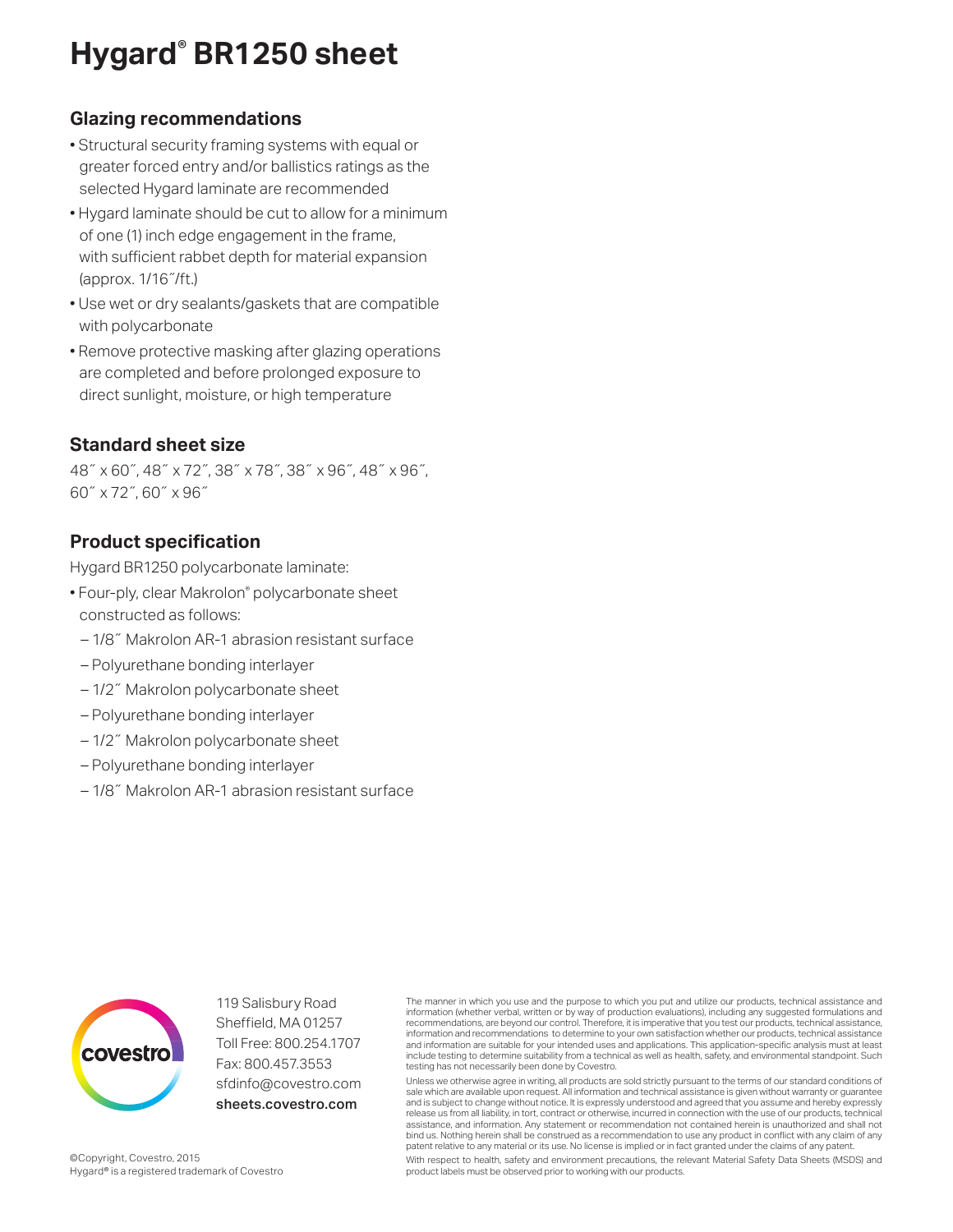# Hygard® BR1250 sheet

## Glazing recommendations

- Structural security framing systems with equal or greater forced entry and/or ballistics ratings as the selected Hygard laminate are recommended
- Hygard laminate should be cut to allow for a minimum of one (1) inch edge engagement in the frame, with sufficient rabbet depth for material expansion (approx. 1/16″/ft.)
- Use wet or dry sealants/gaskets that are compatible with polycarbonate
- Remove protective masking after glazing operations are completed and before prolonged exposure to direct sunlight, moisture, or high temperature

## Standard sheet size

48″ x 60″, 48″ x 72″, 38″ x 78″, 38″ x 96″, 48″ x 96″, 60″ x 72″, 60″ x 96″

## Product specification

Hygard BR1250 polycarbonate laminate:

- Four-ply, clear Makrolon® polycarbonate sheet constructed as follows:
  - 1/8″ Makrolon AR-1 abrasion resistant surface
  - Polyurethane bonding interlayer
  - 1/2″ Makrolon polycarbonate sheet
  - Polyurethane bonding interlayer
  - 1/2″ Makrolon polycarbonate sheet
  - Polyurethane bonding interlayer
  - 1/8″ Makrolon AR-1 abrasion resistant surface

covestro

119 Salisbury Road
Sheffield, MA 01257
Toll Free: 800.254.1707
Fax: 800.457.3553
sfdinfo@covestro.com
**sheets.covestro.com**

The manner in which you use and the purpose to which you put and utilize our products, technical assistance and information (whether verbal, written or by way of production evaluations), including any suggested formulations and recommendations, are beyond our control. Therefore, it is imperative that you test our products, technical assistance, information and recommendations to determine to your own satisfaction whether our products, technical assistance and information are suitable for your intended uses and applications. This application-specific analysis must at least include testing to determine suitability from a technical as well as health, safety, and environmental standpoint. Such testing has not necessarily been done by Covestro.

Unless we otherwise agree in writing, all products are sold strictly pursuant to the terms of our standard conditions of sale which are available upon request. All information and technical assistance is given without warranty or guarantee and is subject to change without notice. It is expressly understood and agreed that you assume and hereby expressly release us from all liability, in tort, contract or otherwise, incurred in connection with the use of our products, technical assistance, and information. Any statement or recommendation not contained herein is unauthorized and shall not bind us. Nothing herein shall be construed as a recommendation to use any product in conflict with any claim of any patent relative to any material or its use. No license is implied or in fact granted under the claims of any patent.

With respect to health, safety and environment precautions, the relevant Material Safety Data Sheets (MSDS) and product labels must be observed prior to working with our products.

©Copyright, Covestro, 2015
Hygard® is a registered trademark of Covestro